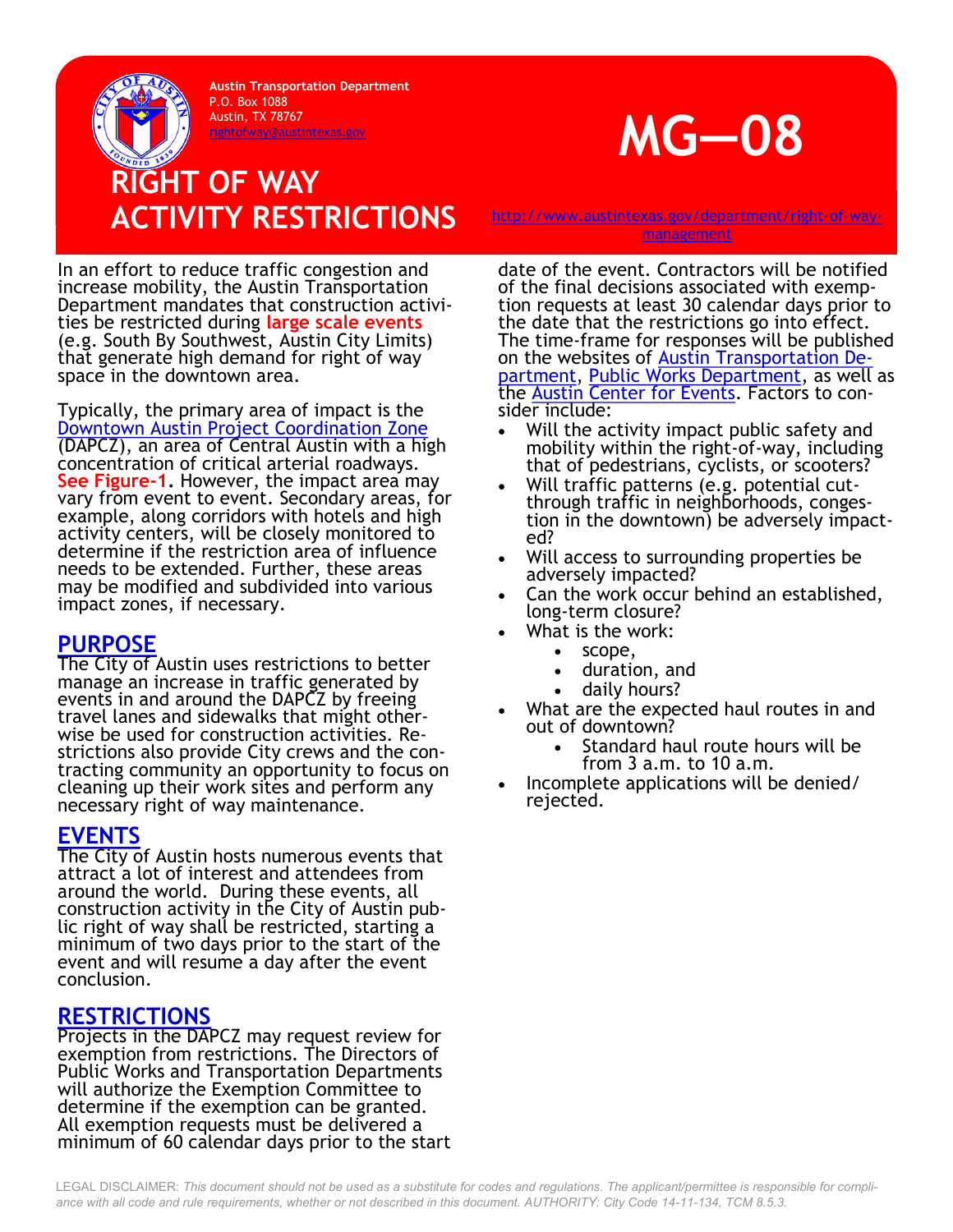Austin Transportation Department
P.O. Box 1088
Austin, TX 78767
rightofway@austintexas.gov

# RIGHT OF WAY ACTIVITY RESTRICTIONS

# MG—08

http://www.austintexas.gov/department/right-of-way-management

In an effort to reduce traffic congestion and increase mobility, the Austin Transportation Department mandates that construction activities be restricted during **large scale events** (e.g. South By Southwest, Austin City Limits) that generate high demand for right of way space in the downtown area.

Typically, the primary area of impact is the Downtown Austin Project Coordination Zone (DAPCZ), an area of Central Austin with a high concentration of critical arterial roadways. **See Figure-1**. However, the impact area may vary from event to event. Secondary areas, for example, along corridors with hotels and high activity centers, will be closely monitored to determine if the restriction area of influence needs to be extended. Further, these areas may be modified and subdivided into various impact zones, if necessary.

## PURPOSE

The City of Austin uses restrictions to better manage an increase in traffic generated by events in and around the DAPCZ by freeing travel lanes and sidewalks that might otherwise be used for construction activities. Restrictions also provide City crews and the contracting community an opportunity to focus on cleaning up their work sites and perform any necessary right of way maintenance.

## EVENTS

The City of Austin hosts numerous events that attract a lot of interest and attendees from around the world. During these events, all construction activity in the City of Austin public right of way shall be restricted, starting a minimum of two days prior to the start of the event and will resume a day after the event conclusion.

## RESTRICTIONS

Projects in the DAPCZ may request review for exemption from restrictions. The Directors of Public Works and Transportation Departments will authorize the Exemption Committee to determine if the exemption can be granted. All exemption requests must be delivered a minimum of 60 calendar days prior to the start date of the event. Contractors will be notified of the final decisions associated with exemption requests at least 30 calendar days prior to the date that the restrictions go into effect. The time-frame for responses will be published on the websites of Austin Transportation Department, Public Works Department, as well as the Austin Center for Events. Factors to consider include:

- Will the activity impact public safety and mobility within the right-of-way, including that of pedestrians, cyclists, or scooters?
- Will traffic patterns (e.g. potential cut-through traffic in neighborhoods, congestion in the downtown) be adversely impacted?
- Will access to surrounding properties be adversely impacted?
- Can the work occur behind an established, long-term closure?
- What is the work:
  - scope,
  - duration, and
  - daily hours?
- What are the expected haul routes in and out of downtown?
  - Standard haul route hours will be from 3 a.m. to 10 a.m.
- Incomplete applications will be denied/rejected.

LEGAL DISCLAIMER: *This document should not be used as a substitute for codes and regulations. The applicant/permittee is responsible for compliance with all code and rule requirements, whether or not described in this document. AUTHORITY: City Code 14-11-134, TCM 8.5.3.*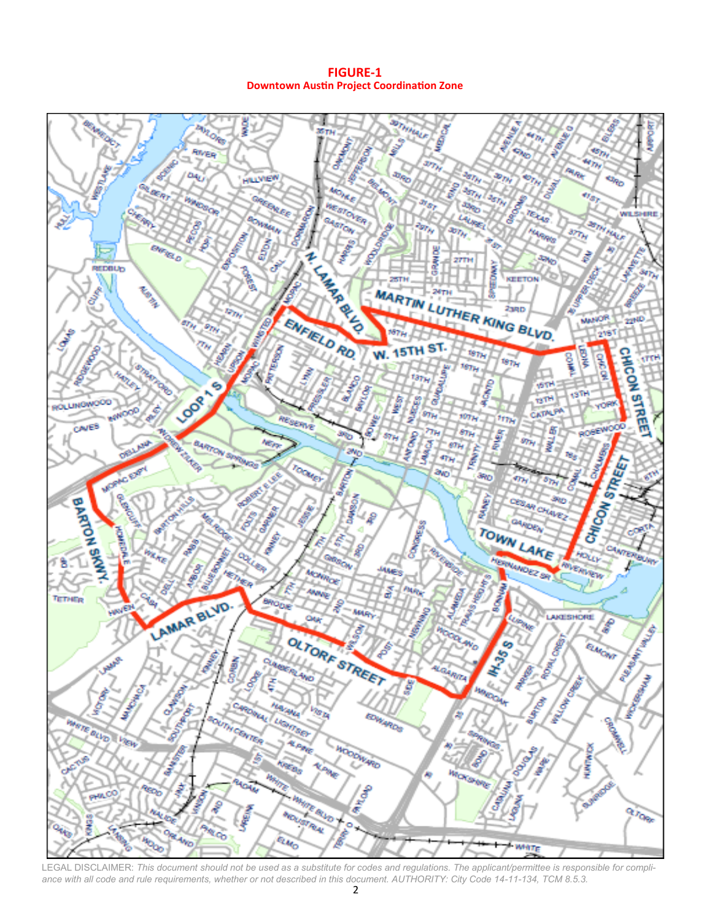**FIGURE-1**
**Downtown Austin Project Coordination Zone**

LEGAL DISCLAIMER: *This document should not be used as a substitute for codes and regulations. The applicant/permittee is responsible for compliance with all code and rule requirements, whether or not described in this document. AUTHORITY: City Code 14-11-134, TCM 8.5.3.*